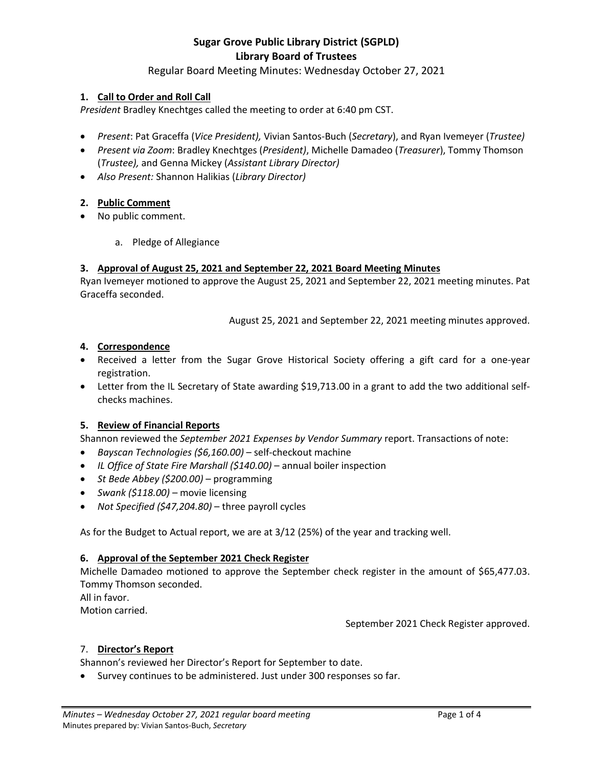# Sugar Grove Public Library District (SGPLD)
## Library Board of Trustees

Regular Board Meeting Minutes: Wednesday October 27, 2021

### 1. Call to Order and Roll Call

*President* Bradley Knechtges called the meeting to order at 6:40 pm CST.

- *Present*: Pat Graceffa (*Vice President),* Vivian Santos-Buch (*Secretary*), and Ryan Ivemeyer (*Trustee)*
- *Present via Zoom*: Bradley Knechtges (*President)*, Michelle Damadeo (*Treasurer*), Tommy Thomson (*Trustee),* and Genna Mickey (*Assistant Library Director)*
- *Also Present:* Shannon Halikias (*Library Director)*

### 2. Public Comment

- No public comment.

  a. Pledge of Allegiance

### 3. Approval of August 25, 2021 and September 22, 2021 Board Meeting Minutes

Ryan Ivemeyer motioned to approve the August 25, 2021 and September 22, 2021 meeting minutes. Pat Graceffa seconded.

August 25, 2021 and September 22, 2021 meeting minutes approved.

### 4. Correspondence

- Received a letter from the Sugar Grove Historical Society offering a gift card for a one-year registration.
- Letter from the IL Secretary of State awarding $19,713.00 in a grant to add the two additional self-checks machines.

### 5. Review of Financial Reports

Shannon reviewed the *September 2021 Expenses by Vendor Summary* report. Transactions of note:

- *Bayscan Technologies ($6,160.00)* – self-checkout machine
- *IL Office of State Fire Marshall ($140.00)* – annual boiler inspection
- *St Bede Abbey ($200.00)* – programming
- *Swank ($118.00)* – movie licensing
- *Not Specified ($47,204.80)* – three payroll cycles

As for the Budget to Actual report, we are at 3/12 (25%) of the year and tracking well.

### 6. Approval of the September 2021 Check Register

Michelle Damadeo motioned to approve the September check register in the amount of $65,477.03. Tommy Thomson seconded.
All in favor.
Motion carried.

September 2021 Check Register approved.

### 7. Director's Report

Shannon's reviewed her Director's Report for September to date.

- Survey continues to be administered. Just under 300 responses so far.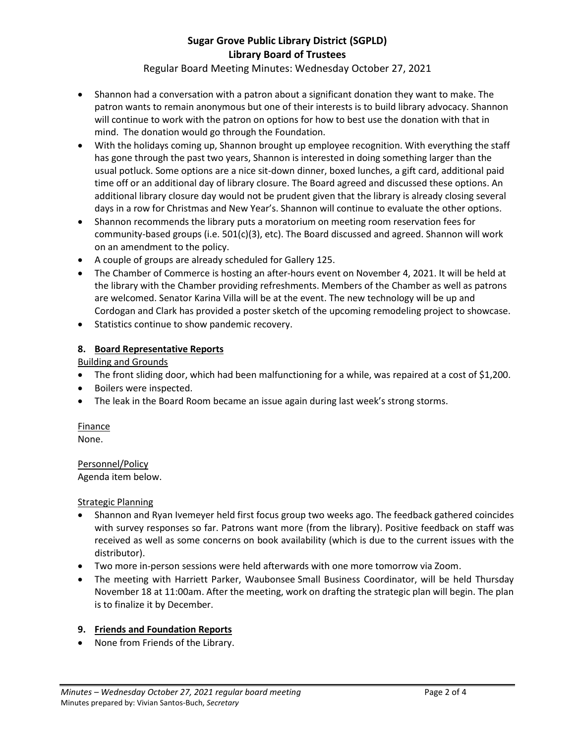- Shannon had a conversation with a patron about a significant donation they want to make. The patron wants to remain anonymous but one of their interests is to build library advocacy. Shannon will continue to work with the patron on options for how to best use the donation with that in mind. The donation would go through the Foundation.
- With the holidays coming up, Shannon brought up employee recognition. With everything the staff has gone through the past two years, Shannon is interested in doing something larger than the usual potluck. Some options are a nice sit-down dinner, boxed lunches, a gift card, additional paid time off or an additional day of library closure. The Board agreed and discussed these options. An additional library closure day would not be prudent given that the library is already closing several days in a row for Christmas and New Year's. Shannon will continue to evaluate the other options.
- Shannon recommends the library puts a moratorium on meeting room reservation fees for community-based groups (i.e. 501(c)(3), etc). The Board discussed and agreed. Shannon will work on an amendment to the policy.
- A couple of groups are already scheduled for Gallery 125.
- The Chamber of Commerce is hosting an after-hours event on November 4, 2021. It will be held at the library with the Chamber providing refreshments. Members of the Chamber as well as patrons are welcomed. Senator Karina Villa will be at the event. The new technology will be up and Cordogan and Clark has provided a poster sketch of the upcoming remodeling project to showcase.
- Statistics continue to show pandemic recovery.

## 8. Board Representative Reports

Building and Grounds

- The front sliding door, which had been malfunctioning for a while, was repaired at a cost of $1,200.
- Boilers were inspected.
- The leak in the Board Room became an issue again during last week's strong storms.

Finance

None.

Personnel/Policy

Agenda item below.

Strategic Planning

- Shannon and Ryan Ivemeyer held first focus group two weeks ago. The feedback gathered coincides with survey responses so far. Patrons want more (from the library). Positive feedback on staff was received as well as some concerns on book availability (which is due to the current issues with the distributor).
- Two more in-person sessions were held afterwards with one more tomorrow via Zoom.
- The meeting with Harriett Parker, Waubonsee Small Business Coordinator, will be held Thursday November 18 at 11:00am. After the meeting, work on drafting the strategic plan will begin. The plan is to finalize it by December.

## 9. Friends and Foundation Reports

- None from Friends of the Library.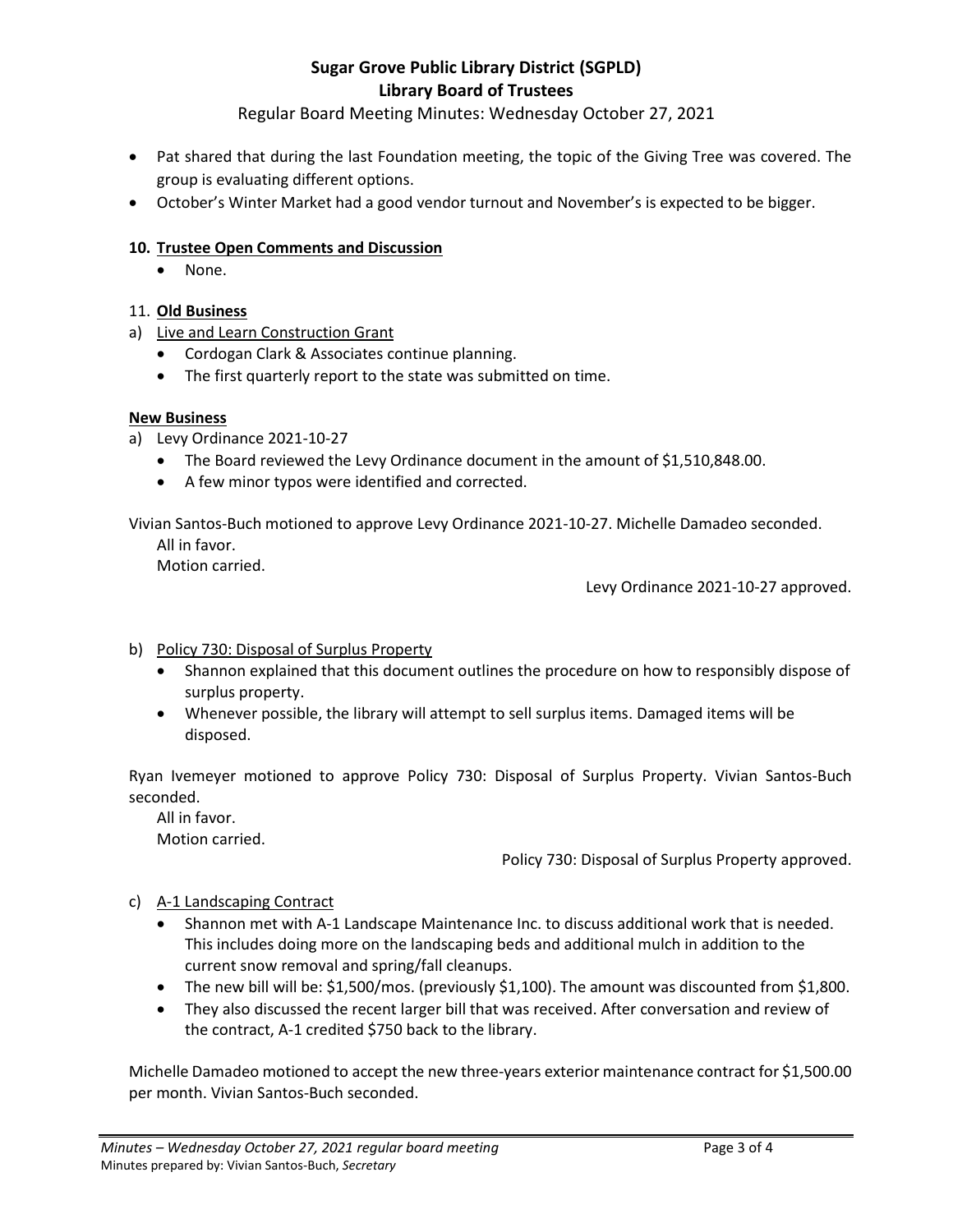- Pat shared that during the last Foundation meeting, the topic of the Giving Tree was covered. The group is evaluating different options.
- October's Winter Market had a good vendor turnout and November's is expected to be bigger.

**10. Trustee Open Comments and Discussion**

- None.

11. **Old Business**

a) Live and Learn Construction Grant

- Cordogan Clark & Associates continue planning.
- The first quarterly report to the state was submitted on time.

**New Business**

a) Levy Ordinance 2021-10-27

- The Board reviewed the Levy Ordinance document in the amount of $1,510,848.00.
- A few minor typos were identified and corrected.

Vivian Santos-Buch motioned to approve Levy Ordinance 2021-10-27. Michelle Damadeo seconded.
All in favor.
Motion carried.

Levy Ordinance 2021-10-27 approved.

b) Policy 730: Disposal of Surplus Property

- Shannon explained that this document outlines the procedure on how to responsibly dispose of surplus property.
- Whenever possible, the library will attempt to sell surplus items. Damaged items will be disposed.

Ryan Ivemeyer motioned to approve Policy 730: Disposal of Surplus Property. Vivian Santos-Buch seconded.
All in favor.
Motion carried.

Policy 730: Disposal of Surplus Property approved.

c) A-1 Landscaping Contract

- Shannon met with A-1 Landscape Maintenance Inc. to discuss additional work that is needed. This includes doing more on the landscaping beds and additional mulch in addition to the current snow removal and spring/fall cleanups.
- The new bill will be: $1,500/mos. (previously $1,100). The amount was discounted from $1,800.
- They also discussed the recent larger bill that was received. After conversation and review of the contract, A-1 credited $750 back to the library.

Michelle Damadeo motioned to accept the new three-years exterior maintenance contract for $1,500.00 per month. Vivian Santos-Buch seconded.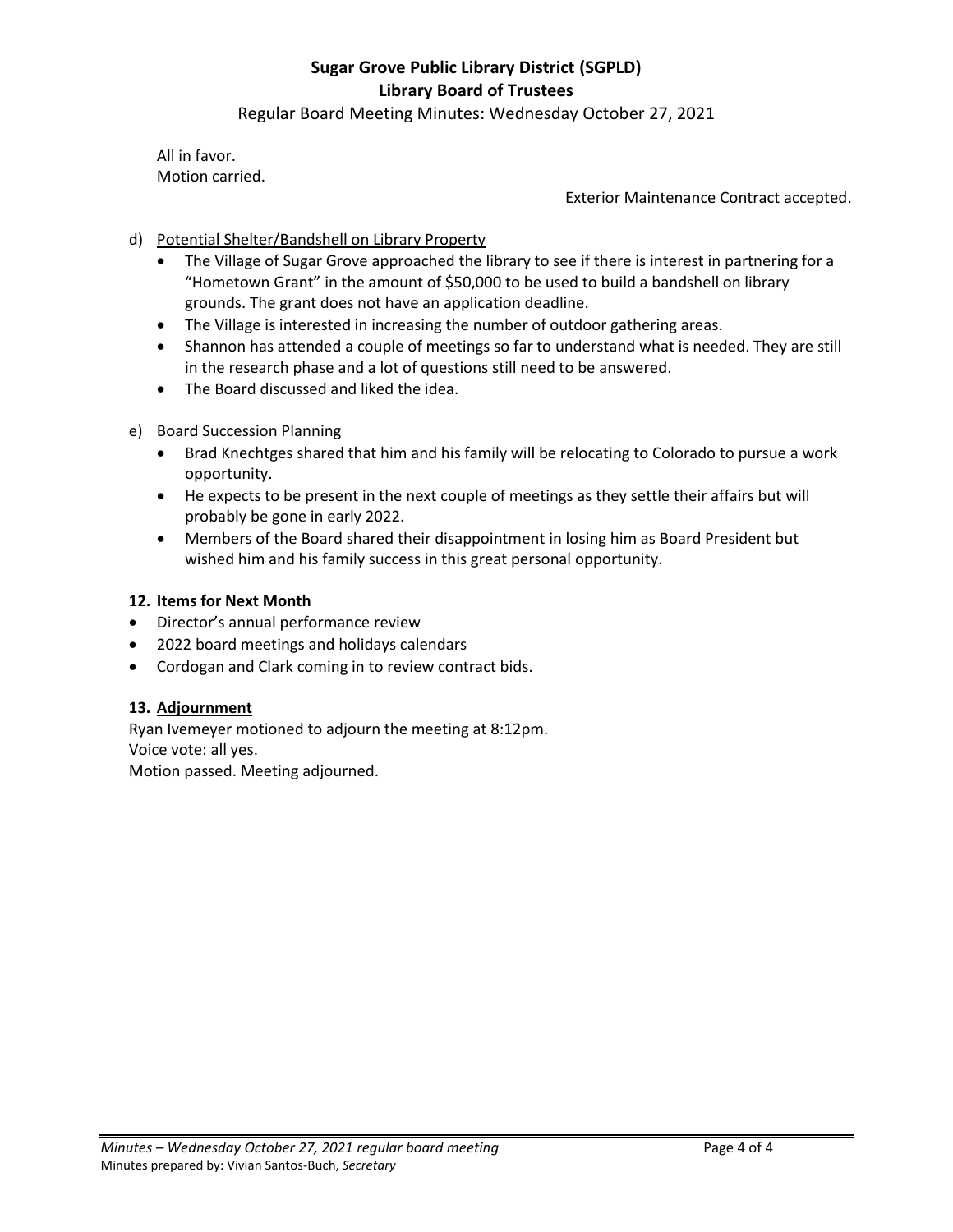All in favor.
Motion carried.

Exterior Maintenance Contract accepted.

d) Potential Shelter/Bandshell on Library Property

- The Village of Sugar Grove approached the library to see if there is interest in partnering for a "Hometown Grant" in the amount of $50,000 to be used to build a bandshell on library grounds. The grant does not have an application deadline.
- The Village is interested in increasing the number of outdoor gathering areas.
- Shannon has attended a couple of meetings so far to understand what is needed. They are still in the research phase and a lot of questions still need to be answered.
- The Board discussed and liked the idea.

e) Board Succession Planning

- Brad Knechtges shared that him and his family will be relocating to Colorado to pursue a work opportunity.
- He expects to be present in the next couple of meetings as they settle their affairs but will probably be gone in early 2022.
- Members of the Board shared their disappointment in losing him as Board President but wished him and his family success in this great personal opportunity.

## 12. Items for Next Month

- Director's annual performance review
- 2022 board meetings and holidays calendars
- Cordogan and Clark coming in to review contract bids.

## 13. Adjournment

Ryan Ivemeyer motioned to adjourn the meeting at 8:12pm.
Voice vote: all yes.
Motion passed. Meeting adjourned.